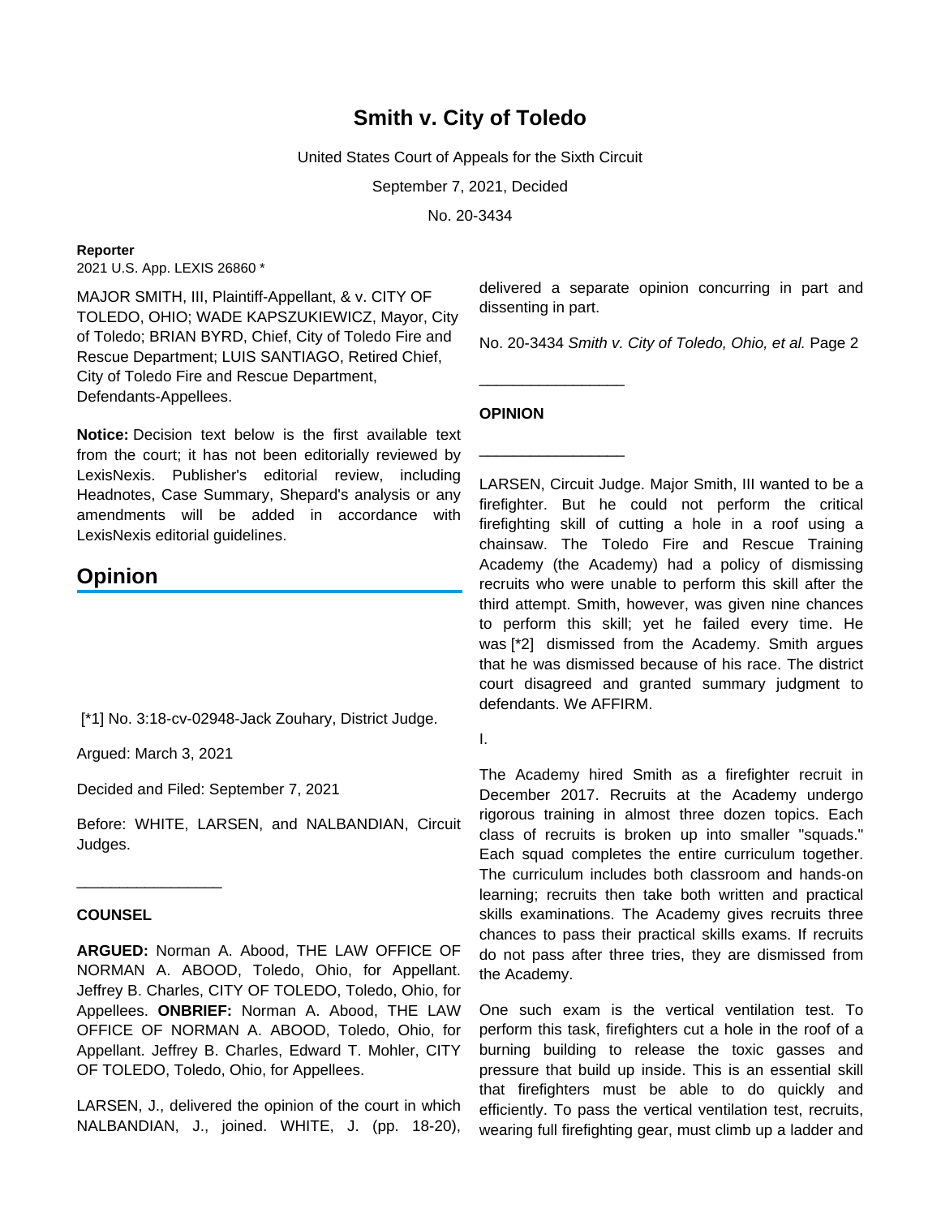# Smith v. City of Toledo

United States Court of Appeals for the Sixth Circuit

September 7, 2021, Decided

No. 20-3434

**Reporter**

2021 U.S. App. LEXIS 26860 *

MAJOR SMITH, III, Plaintiff-Appellant, & v. CITY OF TOLEDO, OHIO; WADE KAPSZUKIEWICZ, Mayor, City of Toledo; BRIAN BYRD, Chief, City of Toledo Fire and Rescue Department; LUIS SANTIAGO, Retired Chief, City of Toledo Fire and Rescue Department, Defendants-Appellees.

**Notice:** Decision text below is the first available text from the court; it has not been editorially reviewed by LexisNexis. Publisher's editorial review, including Headnotes, Case Summary, Shepard's analysis or any amendments will be added in accordance with LexisNexis editorial guidelines.

## Opinion

[*1] No. 3:18-cv-02948-Jack Zouhary, District Judge.

Argued: March 3, 2021

Decided and Filed: September 7, 2021

Before: WHITE, LARSEN, and NALBANDIAN, Circuit Judges.

_________________

**COUNSEL**

**ARGUED:** Norman A. Abood, THE LAW OFFICE OF NORMAN A. ABOOD, Toledo, Ohio, for Appellant. Jeffrey B. Charles, CITY OF TOLEDO, Toledo, Ohio, for Appellees. **ONBRIEF:** Norman A. Abood, THE LAW OFFICE OF NORMAN A. ABOOD, Toledo, Ohio, for Appellant. Jeffrey B. Charles, Edward T. Mohler, CITY OF TOLEDO, Toledo, Ohio, for Appellees.

LARSEN, J., delivered the opinion of the court in which NALBANDIAN, J., joined. WHITE, J. (pp. 18-20), delivered a separate opinion concurring in part and dissenting in part.

No. 20-3434 *Smith v. City of Toledo, Ohio, et al.* Page 2

_________________

**OPINION**

_________________

LARSEN, Circuit Judge. Major Smith, III wanted to be a firefighter. But he could not perform the critical firefighting skill of cutting a hole in a roof using a chainsaw. The Toledo Fire and Rescue Training Academy (the Academy) had a policy of dismissing recruits who were unable to perform this skill after the third attempt. Smith, however, was given nine chances to perform this skill; yet he failed every time. He was [*2] dismissed from the Academy. Smith argues that he was dismissed because of his race. The district court disagreed and granted summary judgment to defendants. We AFFIRM.

I.

The Academy hired Smith as a firefighter recruit in December 2017. Recruits at the Academy undergo rigorous training in almost three dozen topics. Each class of recruits is broken up into smaller "squads." Each squad completes the entire curriculum together. The curriculum includes both classroom and hands-on learning; recruits then take both written and practical skills examinations. The Academy gives recruits three chances to pass their practical skills exams. If recruits do not pass after three tries, they are dismissed from the Academy.

One such exam is the vertical ventilation test. To perform this task, firefighters cut a hole in the roof of a burning building to release the toxic gasses and pressure that build up inside. This is an essential skill that firefighters must be able to do quickly and efficiently. To pass the vertical ventilation test, recruits, wearing full firefighting gear, must climb up a ladder and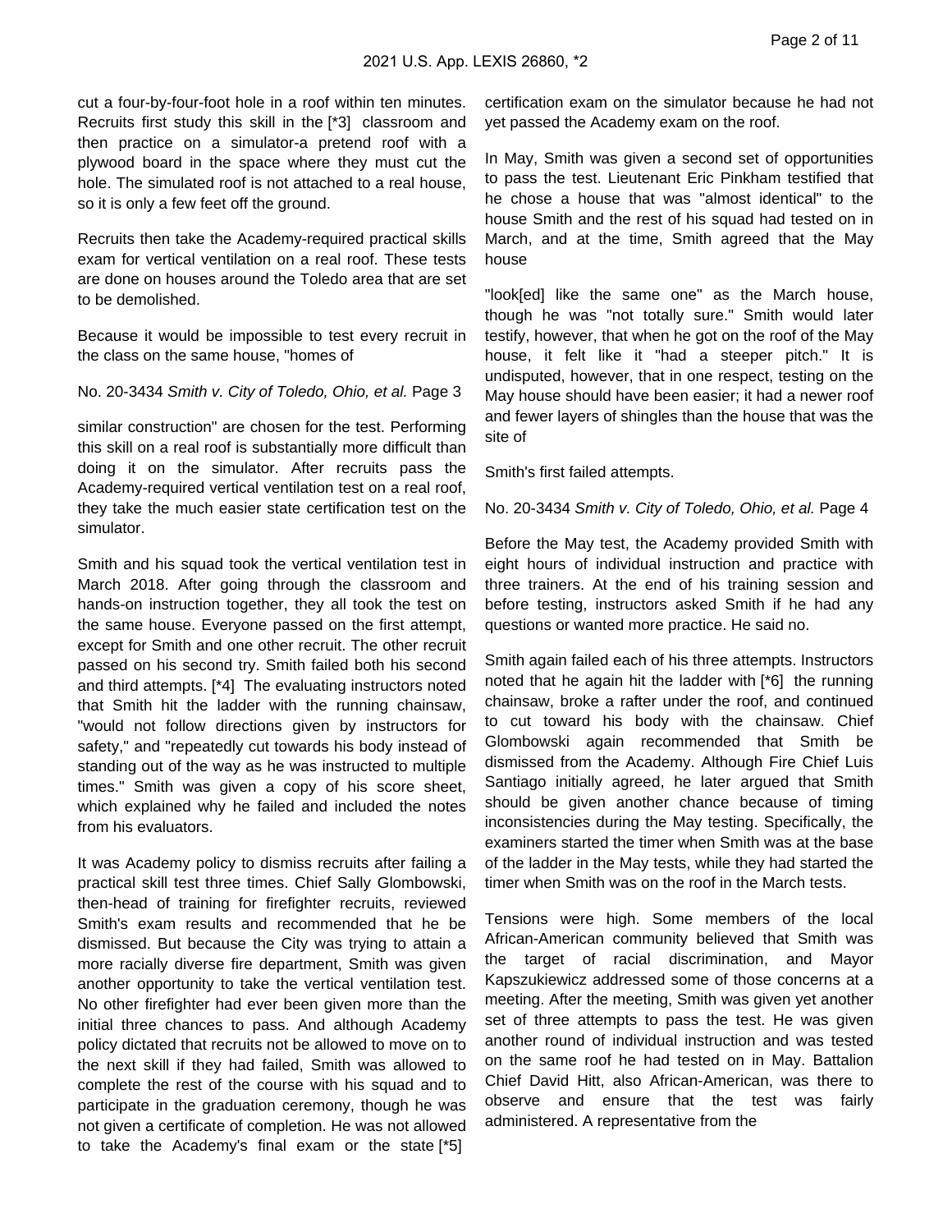cut a four-by-four-foot hole in a roof within ten minutes. Recruits first study this skill in the [*3] classroom and then practice on a simulator-a pretend roof with a plywood board in the space where they must cut the hole. The simulated roof is not attached to a real house, so it is only a few feet off the ground.

Recruits then take the Academy-required practical skills exam for vertical ventilation on a real roof. These tests are done on houses around the Toledo area that are set to be demolished.

Because it would be impossible to test every recruit in the class on the same house, "homes of similar construction" are chosen for the test. Performing this skill on a real roof is substantially more difficult than doing it on the simulator. After recruits pass the Academy-required vertical ventilation test on a real roof, they take the much easier state certification test on the simulator.

Smith and his squad took the vertical ventilation test in March 2018. After going through the classroom and hands-on instruction together, they all took the test on the same house. Everyone passed on the first attempt, except for Smith and one other recruit. The other recruit passed on his second try. Smith failed both his second and third attempts. [*4] The evaluating instructors noted that Smith hit the ladder with the running chainsaw, "would not follow directions given by instructors for safety," and "repeatedly cut towards his body instead of standing out of the way as he was instructed to multiple times." Smith was given a copy of his score sheet, which explained why he failed and included the notes from his evaluators.

It was Academy policy to dismiss recruits after failing a practical skill test three times. Chief Sally Glombowski, then-head of training for firefighter recruits, reviewed Smith's exam results and recommended that he be dismissed. But because the City was trying to attain a more racially diverse fire department, Smith was given another opportunity to take the vertical ventilation test. No other firefighter had ever been given more than the initial three chances to pass. And although Academy policy dictated that recruits not be allowed to move on to the next skill if they had failed, Smith was allowed to complete the rest of the course with his squad and to participate in the graduation ceremony, though he was not given a certificate of completion. He was not allowed to take the Academy's final exam or the state [*5] certification exam on the simulator because he had not yet passed the Academy exam on the roof.

In May, Smith was given a second set of opportunities to pass the test. Lieutenant Eric Pinkham testified that he chose a house that was "almost identical" to the house Smith and the rest of his squad had tested on in March, and at the time, Smith agreed that the May house "look[ed] like the same one" as the March house, though he was "not totally sure." Smith would later testify, however, that when he got on the roof of the May house, it felt like it "had a steeper pitch." It is undisputed, however, that in one respect, testing on the May house should have been easier; it had a newer roof and fewer layers of shingles than the house that was the site of Smith's first failed attempts.

Before the May test, the Academy provided Smith with eight hours of individual instruction and practice with three trainers. At the end of his training session and before testing, instructors asked Smith if he had any questions or wanted more practice. He said no.

Smith again failed each of his three attempts. Instructors noted that he again hit the ladder with [*6] the running chainsaw, broke a rafter under the roof, and continued to cut toward his body with the chainsaw. Chief Glombowski again recommended that Smith be dismissed from the Academy. Although Fire Chief Luis Santiago initially agreed, he later argued that Smith should be given another chance because of timing inconsistencies during the May testing. Specifically, the examiners started the timer when Smith was at the base of the ladder in the May tests, while they had started the timer when Smith was on the roof in the March tests.

Tensions were high. Some members of the local African-American community believed that Smith was the target of racial discrimination, and Mayor Kapszukiewicz addressed some of those concerns at a meeting. After the meeting, Smith was given yet another set of three attempts to pass the test. He was given another round of individual instruction and was tested on the same roof he had tested on in May. Battalion Chief David Hitt, also African-American, was there to observe and ensure that the test was fairly administered. A representative from the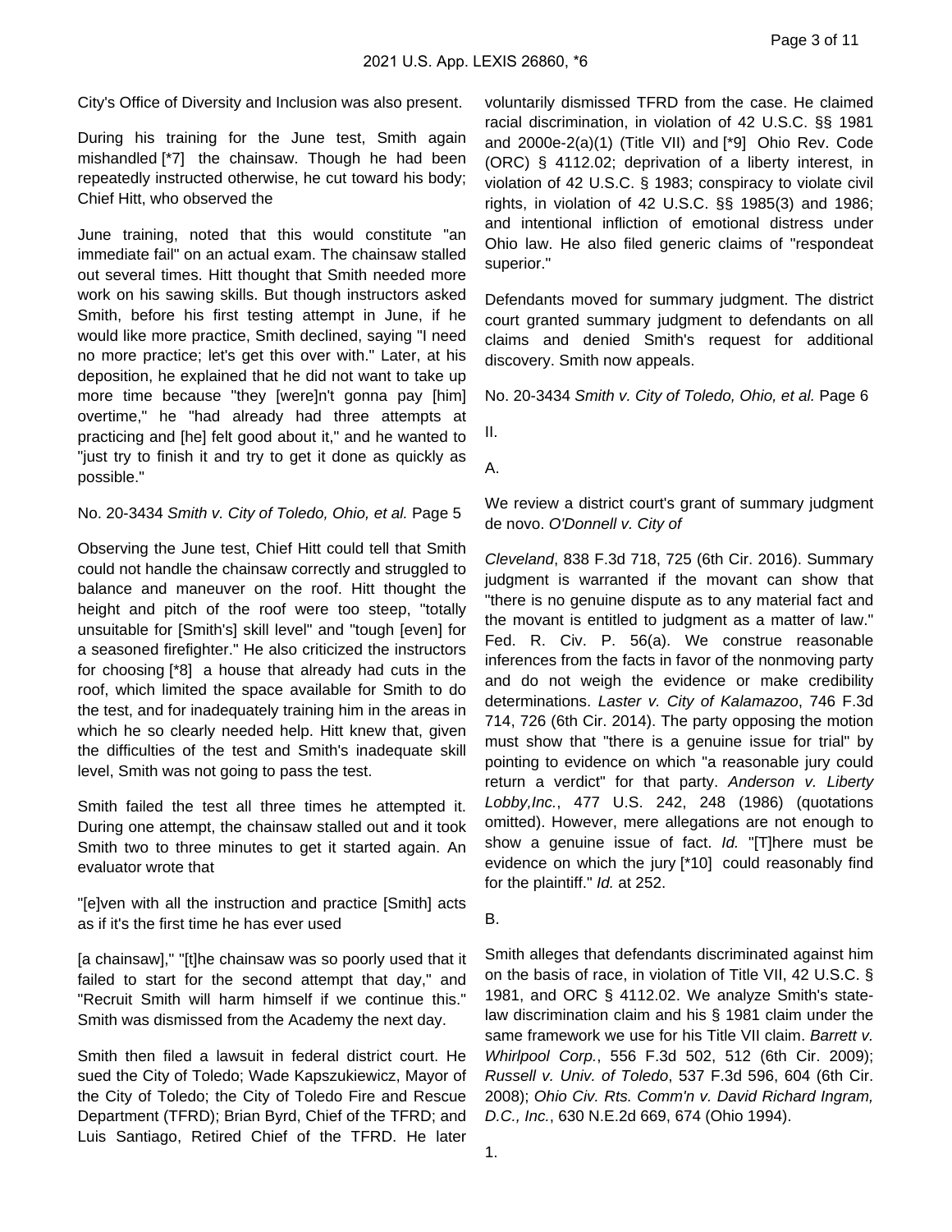City's Office of Diversity and Inclusion was also present.

During his training for the June test, Smith again mishandled [*7] the chainsaw. Though he had been repeatedly instructed otherwise, he cut toward his body; Chief Hitt, who observed the

June training, noted that this would constitute "an immediate fail" on an actual exam. The chainsaw stalled out several times. Hitt thought that Smith needed more work on his sawing skills. But though instructors asked Smith, before his first testing attempt in June, if he would like more practice, Smith declined, saying "I need no more practice; let's get this over with." Later, at his deposition, he explained that he did not want to take up more time because "they [were]n't gonna pay [him] overtime," he "had already had three attempts at practicing and [he] felt good about it," and he wanted to "just try to finish it and try to get it done as quickly as possible."

No. 20-3434 *Smith v. City of Toledo, Ohio, et al.* Page 5

Observing the June test, Chief Hitt could tell that Smith could not handle the chainsaw correctly and struggled to balance and maneuver on the roof. Hitt thought the height and pitch of the roof were too steep, "totally unsuitable for [Smith's] skill level" and "tough [even] for a seasoned firefighter." He also criticized the instructors for choosing [*8] a house that already had cuts in the roof, which limited the space available for Smith to do the test, and for inadequately training him in the areas in which he so clearly needed help. Hitt knew that, given the difficulties of the test and Smith's inadequate skill level, Smith was not going to pass the test.

Smith failed the test all three times he attempted it. During one attempt, the chainsaw stalled out and it took Smith two to three minutes to get it started again. An evaluator wrote that

"[e]ven with all the instruction and practice [Smith] acts as if it's the first time he has ever used

[a chainsaw]," "[t]he chainsaw was so poorly used that it failed to start for the second attempt that day," and "Recruit Smith will harm himself if we continue this." Smith was dismissed from the Academy the next day.

Smith then filed a lawsuit in federal district court. He sued the City of Toledo; Wade Kapszukiewicz, Mayor of the City of Toledo; the City of Toledo Fire and Rescue Department (TFRD); Brian Byrd, Chief of the TFRD; and Luis Santiago, Retired Chief of the TFRD. He later voluntarily dismissed TFRD from the case. He claimed racial discrimination, in violation of 42 U.S.C. §§ 1981 and 2000e-2(a)(1) (Title VII) and [*9] Ohio Rev. Code (ORC) § 4112.02; deprivation of a liberty interest, in violation of 42 U.S.C. § 1983; conspiracy to violate civil rights, in violation of 42 U.S.C. §§ 1985(3) and 1986; and intentional infliction of emotional distress under Ohio law. He also filed generic claims of "respondeat superior."

Defendants moved for summary judgment. The district court granted summary judgment to defendants on all claims and denied Smith's request for additional discovery. Smith now appeals.

No. 20-3434 *Smith v. City of Toledo, Ohio, et al.* Page 6

## II.

### A.

We review a district court's grant of summary judgment de novo. *O'Donnell v. City of Cleveland*, 838 F.3d 718, 725 (6th Cir. 2016). Summary judgment is warranted if the movant can show that "there is no genuine dispute as to any material fact and the movant is entitled to judgment as a matter of law." Fed. R. Civ. P. 56(a). We construe reasonable inferences from the facts in favor of the nonmoving party and do not weigh the evidence or make credibility determinations. *Laster v. City of Kalamazoo*, 746 F.3d 714, 726 (6th Cir. 2014). The party opposing the motion must show that "there is a genuine issue for trial" by pointing to evidence on which "a reasonable jury could return a verdict" for that party. *Anderson v. Liberty Lobby,Inc.*, 477 U.S. 242, 248 (1986) (quotations omitted). However, mere allegations are not enough to show a genuine issue of fact. *Id.* "[T]here must be evidence on which the jury [*10] could reasonably find for the plaintiff." *Id.* at 252.

### B.

Smith alleges that defendants discriminated against him on the basis of race, in violation of Title VII, 42 U.S.C. § 1981, and ORC § 4112.02. We analyze Smith's state-law discrimination claim and his § 1981 claim under the same framework we use for his Title VII claim. *Barrett v. Whirlpool Corp.*, 556 F.3d 502, 512 (6th Cir. 2009); *Russell v. Univ. of Toledo*, 537 F.3d 596, 604 (6th Cir. 2008); *Ohio Civ. Rts. Comm'n v. David Richard Ingram, D.C., Inc.*, 630 N.E.2d 669, 674 (Ohio 1994).

#### 1.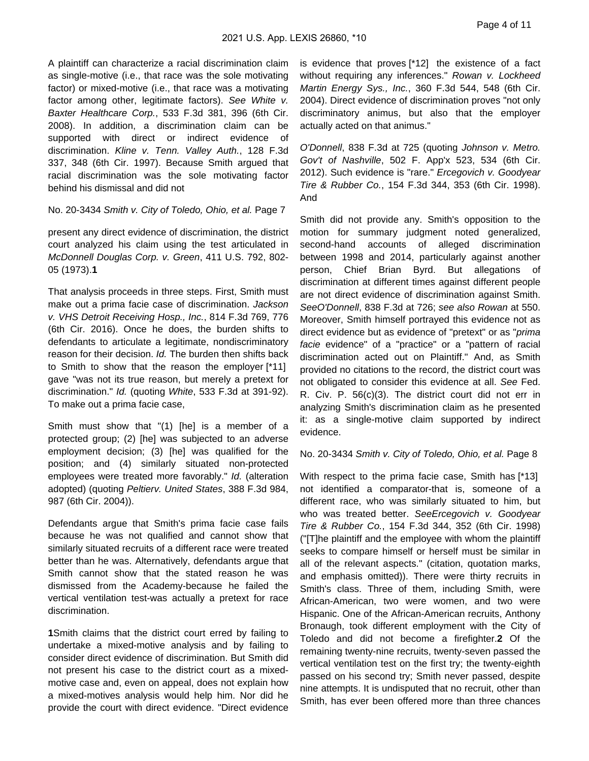A plaintiff can characterize a racial discrimination claim as single-motive (i.e., that race was the sole motivating factor) or mixed-motive (i.e., that race was a motivating factor among other, legitimate factors). *See White v. Baxter Healthcare Corp.*, 533 F.3d 381, 396 (6th Cir. 2008). In addition, a discrimination claim can be supported with direct or indirect evidence of discrimination. *Kline v. Tenn. Valley Auth.*, 128 F.3d 337, 348 (6th Cir. 1997). Because Smith argued that racial discrimination was the sole motivating factor behind his dismissal and did not

No. 20-3434 *Smith v. City of Toledo, Ohio, et al.* Page 7

present any direct evidence of discrimination, the district court analyzed his claim using the test articulated in *McDonnell Douglas Corp. v. Green*, 411 U.S. 792, 802-05 (1973).**1**

That analysis proceeds in three steps. First, Smith must make out a prima facie case of discrimination. *Jackson v. VHS Detroit Receiving Hosp., Inc.*, 814 F.3d 769, 776 (6th Cir. 2016). Once he does, the burden shifts to defendants to articulate a legitimate, nondiscriminatory reason for their decision. *Id.* The burden then shifts back to Smith to show that the reason the employer [*11] gave "was not its true reason, but merely a pretext for discrimination." *Id.* (quoting *White*, 533 F.3d at 391-92). To make out a prima facie case,

Smith must show that "(1) [he] is a member of a protected group; (2) [he] was subjected to an adverse employment decision; (3) [he] was qualified for the position; and (4) similarly situated non-protected employees were treated more favorably." *Id.* (alteration adopted) (quoting *Peltierv. United States*, 388 F.3d 984, 987 (6th Cir. 2004)).

Defendants argue that Smith's prima facie case fails because he was not qualified and cannot show that similarly situated recruits of a different race were treated better than he was. Alternatively, defendants argue that Smith cannot show that the stated reason he was dismissed from the Academy-because he failed the vertical ventilation test-was actually a pretext for race discrimination.

**1**Smith claims that the district court erred by failing to undertake a mixed-motive analysis and by failing to consider direct evidence of discrimination. But Smith did not present his case to the district court as a mixed-motive case and, even on appeal, does not explain how a mixed-motives analysis would help him. Nor did he provide the court with direct evidence. "Direct evidence is evidence that proves [*12] the existence of a fact without requiring any inferences." *Rowan v. Lockheed Martin Energy Sys., Inc.*, 360 F.3d 544, 548 (6th Cir. 2004). Direct evidence of discrimination proves "not only discriminatory animus, but also that the employer actually acted on that animus."

*O'Donnell*, 838 F.3d at 725 (quoting *Johnson v. Metro. Gov't of Nashville*, 502 F. App'x 523, 534 (6th Cir. 2012). Such evidence is "rare." *Ercegovich v. Goodyear Tire & Rubber Co.*, 154 F.3d 344, 353 (6th Cir. 1998). And

Smith did not provide any. Smith's opposition to the motion for summary judgment noted generalized, second-hand accounts of alleged discrimination between 1998 and 2014, particularly against another person, Chief Brian Byrd. But allegations of discrimination at different times against different people are not direct evidence of discrimination against Smith. *SeeO'Donnell*, 838 F.3d at 726; *see also Rowan* at 550. Moreover, Smith himself portrayed this evidence not as direct evidence but as evidence of "pretext" or as "*prima facie* evidence" of a "practice" or a "pattern of racial discrimination acted out on Plaintiff." And, as Smith provided no citations to the record, the district court was not obligated to consider this evidence at all. *See* Fed. R. Civ. P. 56(c)(3). The district court did not err in analyzing Smith's discrimination claim as he presented it: as a single-motive claim supported by indirect evidence.

No. 20-3434 *Smith v. City of Toledo, Ohio, et al.* Page 8

With respect to the prima facie case, Smith has [*13] not identified a comparator-that is, someone of a different race, who was similarly situated to him, but who was treated better. *SeeErcegovich v. Goodyear Tire & Rubber Co.*, 154 F.3d 344, 352 (6th Cir. 1998) ("[T]he plaintiff and the employee with whom the plaintiff seeks to compare himself or herself must be similar in all of the relevant aspects." (citation, quotation marks, and emphasis omitted)). There were thirty recruits in Smith's class. Three of them, including Smith, were African-American, two were women, and two were Hispanic. One of the African-American recruits, Anthony Bronaugh, took different employment with the City of Toledo and did not become a firefighter.**2** Of the remaining twenty-nine recruits, twenty-seven passed the vertical ventilation test on the first try; the twenty-eighth passed on his second try; Smith never passed, despite nine attempts. It is undisputed that no recruit, other than Smith, has ever been offered more than three chances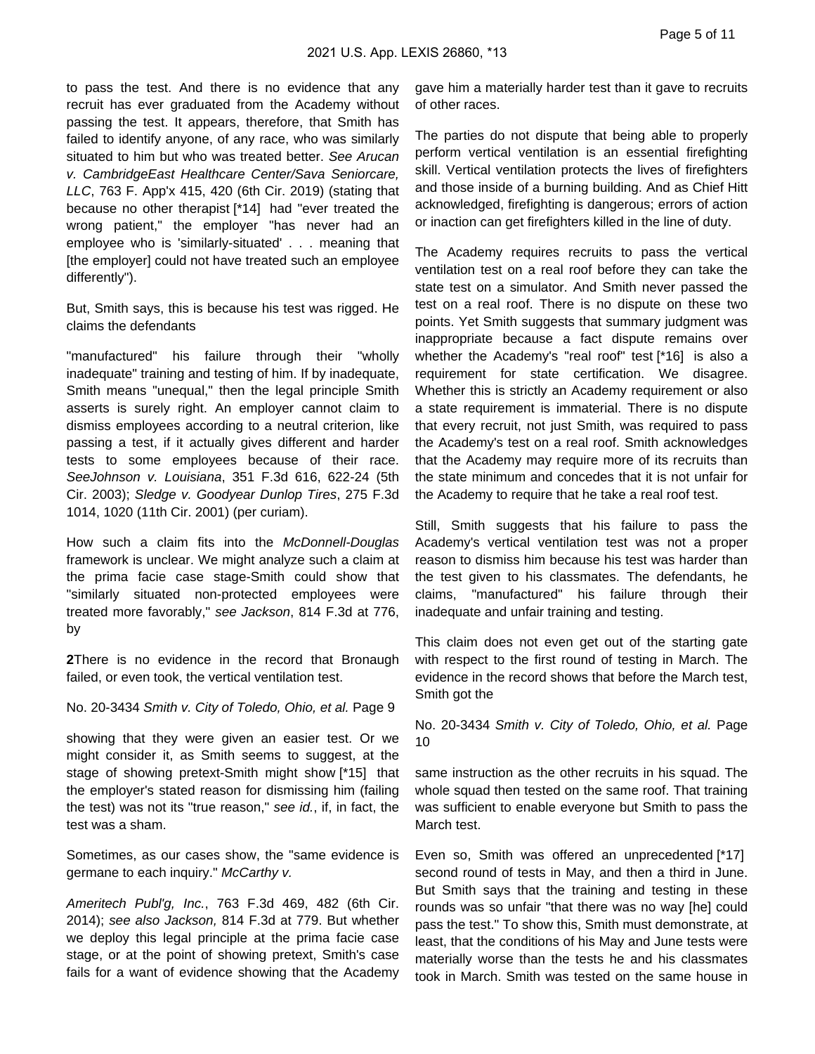to pass the test. And there is no evidence that any recruit has ever graduated from the Academy without passing the test. It appears, therefore, that Smith has failed to identify anyone, of any race, who was similarly situated to him but who was treated better. *See Arucan v. CambridgeEast Healthcare Center/Sava Seniorcare, LLC*, 763 F. App'x 415, 420 (6th Cir. 2019) (stating that because no other therapist [*14] had "ever treated the wrong patient," the employer "has never had an employee who is 'similarly-situated' . . . meaning that [the employer] could not have treated such an employee differently").

But, Smith says, this is because his test was rigged. He claims the defendants

"manufactured" his failure through their "wholly inadequate" training and testing of him. If by inadequate, Smith means "unequal," then the legal principle Smith asserts is surely right. An employer cannot claim to dismiss employees according to a neutral criterion, like passing a test, if it actually gives different and harder tests to some employees because of their race. *SeeJohnson v. Louisiana*, 351 F.3d 616, 622-24 (5th Cir. 2003); *Sledge v. Goodyear Dunlop Tires*, 275 F.3d 1014, 1020 (11th Cir. 2001) (per curiam).

How such a claim fits into the *McDonnell-Douglas* framework is unclear. We might analyze such a claim at the prima facie case stage-Smith could show that "similarly situated non-protected employees were treated more favorably," *see Jackson*, 814 F.3d at 776, by

**2**There is no evidence in the record that Bronaugh failed, or even took, the vertical ventilation test.

No. 20-3434 *Smith v. City of Toledo, Ohio, et al.* Page 9

showing that they were given an easier test. Or we might consider it, as Smith seems to suggest, at the stage of showing pretext-Smith might show [*15] that the employer's stated reason for dismissing him (failing the test) was not its "true reason," *see id.*, if, in fact, the test was a sham.

Sometimes, as our cases show, the "same evidence is germane to each inquiry." *McCarthy v. Ameritech Publ'g, Inc.*, 763 F.3d 469, 482 (6th Cir. 2014); *see also Jackson,* 814 F.3d at 779. But whether we deploy this legal principle at the prima facie case stage, or at the point of showing pretext, Smith's case fails for a want of evidence showing that the Academy gave him a materially harder test than it gave to recruits of other races.

The parties do not dispute that being able to properly perform vertical ventilation is an essential firefighting skill. Vertical ventilation protects the lives of firefighters and those inside of a burning building. And as Chief Hitt acknowledged, firefighting is dangerous; errors of action or inaction can get firefighters killed in the line of duty.

The Academy requires recruits to pass the vertical ventilation test on a real roof before they can take the state test on a simulator. And Smith never passed the test on a real roof. There is no dispute on these two points. Yet Smith suggests that summary judgment was inappropriate because a fact dispute remains over whether the Academy's "real roof" test [*16] is also a requirement for state certification. We disagree. Whether this is strictly an Academy requirement or also a state requirement is immaterial. There is no dispute that every recruit, not just Smith, was required to pass the Academy's test on a real roof. Smith acknowledges that the Academy may require more of its recruits than the state minimum and concedes that it is not unfair for the Academy to require that he take a real roof test.

Still, Smith suggests that his failure to pass the Academy's vertical ventilation test was not a proper reason to dismiss him because his test was harder than the test given to his classmates. The defendants, he claims, "manufactured" his failure through their inadequate and unfair training and testing.

This claim does not even get out of the starting gate with respect to the first round of testing in March. The evidence in the record shows that before the March test, Smith got the

No. 20-3434 *Smith v. City of Toledo, Ohio, et al.* Page 10

same instruction as the other recruits in his squad. The whole squad then tested on the same roof. That training was sufficient to enable everyone but Smith to pass the March test.

Even so, Smith was offered an unprecedented [*17] second round of tests in May, and then a third in June. But Smith says that the training and testing in these rounds was so unfair "that there was no way [he] could pass the test." To show this, Smith must demonstrate, at least, that the conditions of his May and June tests were materially worse than the tests he and his classmates took in March. Smith was tested on the same house in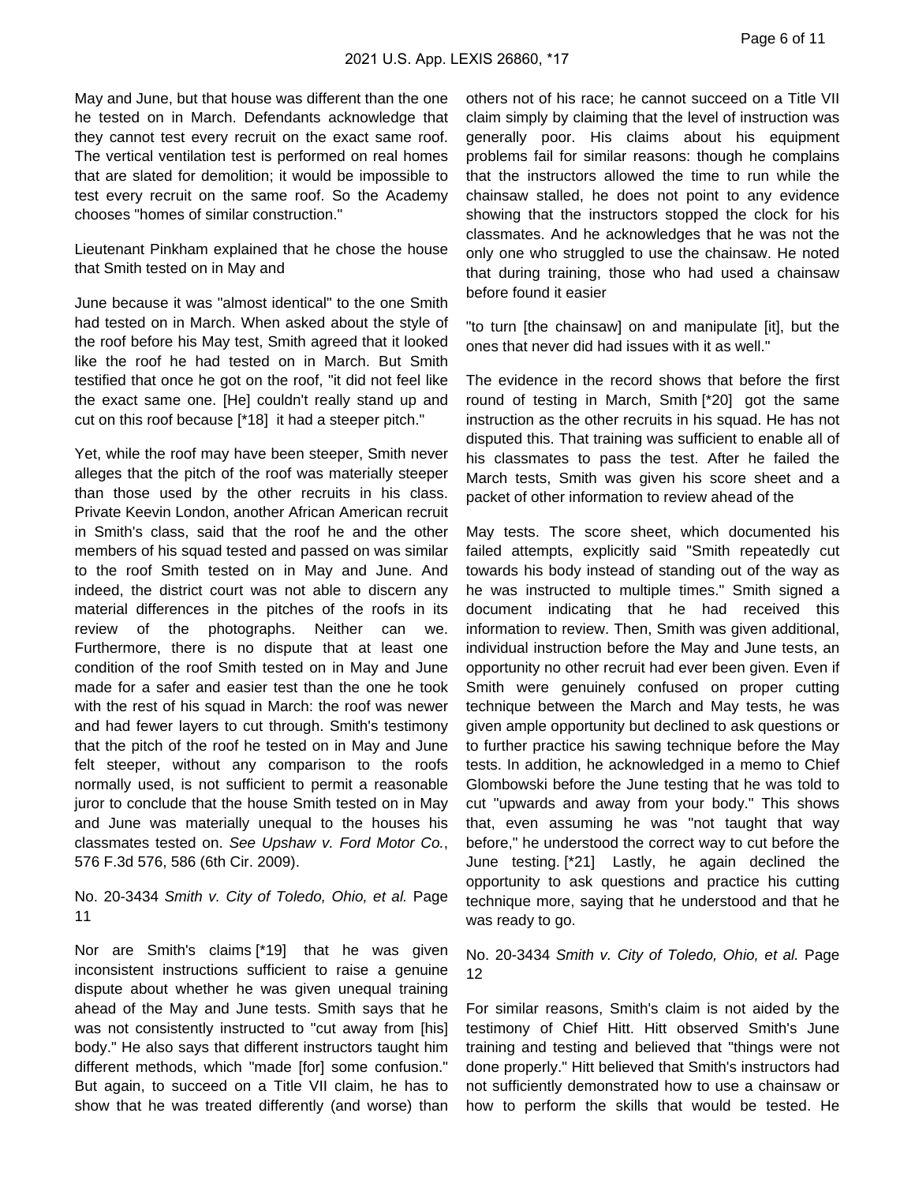May and June, but that house was different than the one he tested on in March. Defendants acknowledge that they cannot test every recruit on the exact same roof. The vertical ventilation test is performed on real homes that are slated for demolition; it would be impossible to test every recruit on the same roof. So the Academy chooses "homes of similar construction."

Lieutenant Pinkham explained that he chose the house that Smith tested on in May and

June because it was "almost identical" to the one Smith had tested on in March. When asked about the style of the roof before his May test, Smith agreed that it looked like the roof he had tested on in March. But Smith testified that once he got on the roof, "it did not feel like the exact same one. [He] couldn't really stand up and cut on this roof because [*18] it had a steeper pitch."

Yet, while the roof may have been steeper, Smith never alleges that the pitch of the roof was materially steeper than those used by the other recruits in his class. Private Keevin London, another African American recruit in Smith's class, said that the roof he and the other members of his squad tested and passed on was similar to the roof Smith tested on in May and June. And indeed, the district court was not able to discern any material differences in the pitches of the roofs in its review of the photographs. Neither can we. Furthermore, there is no dispute that at least one condition of the roof Smith tested on in May and June made for a safer and easier test than the one he took with the rest of his squad in March: the roof was newer and had fewer layers to cut through. Smith's testimony that the pitch of the roof he tested on in May and June felt steeper, without any comparison to the roofs normally used, is not sufficient to permit a reasonable juror to conclude that the house Smith tested on in May and June was materially unequal to the houses his classmates tested on. *See Upshaw v. Ford Motor Co.*, 576 F.3d 576, 586 (6th Cir. 2009).

No. 20-3434 *Smith v. City of Toledo, Ohio, et al.* Page 11

Nor are Smith's claims [*19] that he was given inconsistent instructions sufficient to raise a genuine dispute about whether he was given unequal training ahead of the May and June tests. Smith says that he was not consistently instructed to "cut away from [his] body." He also says that different instructors taught him different methods, which "made [for] some confusion." But again, to succeed on a Title VII claim, he has to show that he was treated differently (and worse) than others not of his race; he cannot succeed on a Title VII claim simply by claiming that the level of instruction was generally poor. His claims about his equipment problems fail for similar reasons: though he complains that the instructors allowed the time to run while the chainsaw stalled, he does not point to any evidence showing that the instructors stopped the clock for his classmates. And he acknowledges that he was not the only one who struggled to use the chainsaw. He noted that during training, those who had used a chainsaw before found it easier

"to turn [the chainsaw] on and manipulate [it], but the ones that never did had issues with it as well."

The evidence in the record shows that before the first round of testing in March, Smith [*20] got the same instruction as the other recruits in his squad. He has not disputed this. That training was sufficient to enable all of his classmates to pass the test. After he failed the March tests, Smith was given his score sheet and a packet of other information to review ahead of the

May tests. The score sheet, which documented his failed attempts, explicitly said "Smith repeatedly cut towards his body instead of standing out of the way as he was instructed to multiple times." Smith signed a document indicating that he had received this information to review. Then, Smith was given additional, individual instruction before the May and June tests, an opportunity no other recruit had ever been given. Even if Smith were genuinely confused on proper cutting technique between the March and May tests, he was given ample opportunity but declined to ask questions or to further practice his sawing technique before the May tests. In addition, he acknowledged in a memo to Chief Glombowski before the June testing that he was told to cut "upwards and away from your body." This shows that, even assuming he was "not taught that way before," he understood the correct way to cut before the June testing. [*21] Lastly, he again declined the opportunity to ask questions and practice his cutting technique more, saying that he understood and that he was ready to go.

No. 20-3434 *Smith v. City of Toledo, Ohio, et al.* Page 12

For similar reasons, Smith's claim is not aided by the testimony of Chief Hitt. Hitt observed Smith's June training and testing and believed that "things were not done properly." Hitt believed that Smith's instructors had not sufficiently demonstrated how to use a chainsaw or how to perform the skills that would be tested. He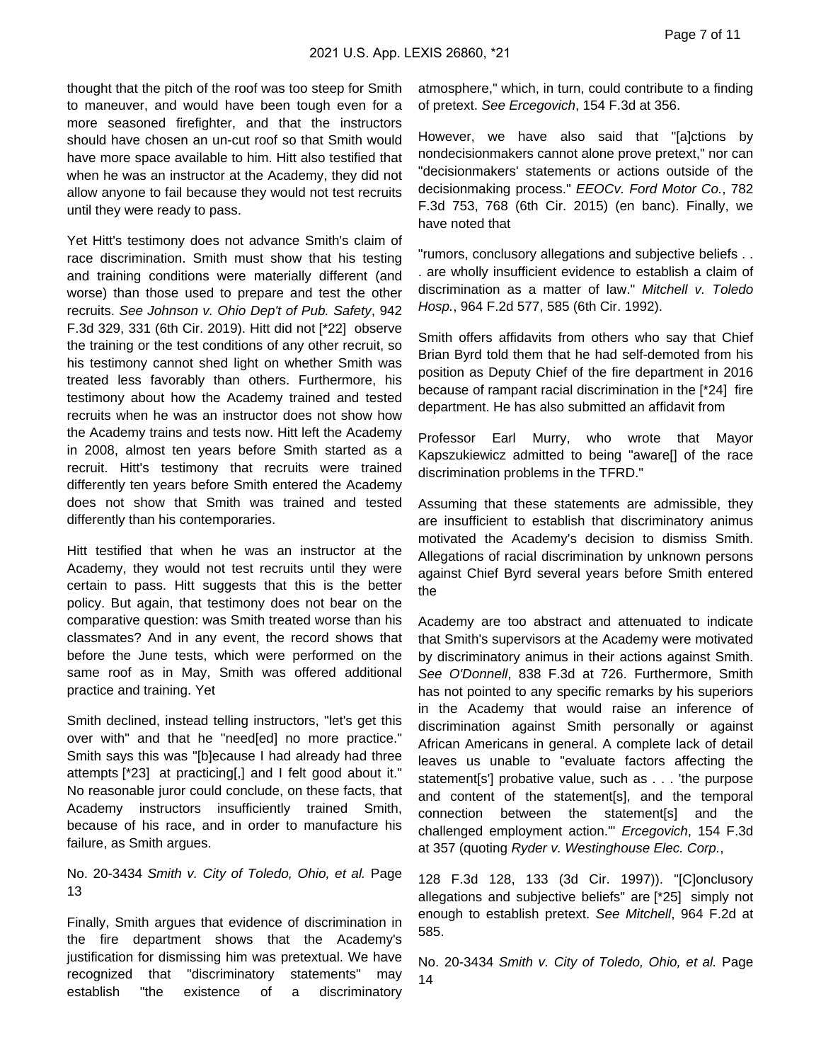thought that the pitch of the roof was too steep for Smith to maneuver, and would have been tough even for a more seasoned firefighter, and that the instructors should have chosen an un-cut roof so that Smith would have more space available to him. Hitt also testified that when he was an instructor at the Academy, they did not allow anyone to fail because they would not test recruits until they were ready to pass.

Yet Hitt's testimony does not advance Smith's claim of race discrimination. Smith must show that his testing and training conditions were materially different (and worse) than those used to prepare and test the other recruits. *See Johnson v. Ohio Dep't of Pub. Safety*, 942 F.3d 329, 331 (6th Cir. 2019). Hitt did not [*22] observe the training or the test conditions of any other recruit, so his testimony cannot shed light on whether Smith was treated less favorably than others. Furthermore, his testimony about how the Academy trained and tested recruits when he was an instructor does not show how the Academy trains and tests now. Hitt left the Academy in 2008, almost ten years before Smith started as a recruit. Hitt's testimony that recruits were trained differently ten years before Smith entered the Academy does not show that Smith was trained and tested differently than his contemporaries.

Hitt testified that when he was an instructor at the Academy, they would not test recruits until they were certain to pass. Hitt suggests that this is the better policy. But again, that testimony does not bear on the comparative question: was Smith treated worse than his classmates? And in any event, the record shows that before the June tests, which were performed on the same roof as in May, Smith was offered additional practice and training. Yet

Smith declined, instead telling instructors, "let's get this over with" and that he "need[ed] no more practice." Smith says this was "[b]ecause I had already had three attempts [*23] at practicing[,] and I felt good about it." No reasonable juror could conclude, on these facts, that Academy instructors insufficiently trained Smith, because of his race, and in order to manufacture his failure, as Smith argues.

No. 20-3434 *Smith v. City of Toledo, Ohio, et al.* Page 13

Finally, Smith argues that evidence of discrimination in the fire department shows that the Academy's justification for dismissing him was pretextual. We have recognized that "discriminatory statements" may establish "the existence of a discriminatory atmosphere," which, in turn, could contribute to a finding of pretext. *See Ercegovich*, 154 F.3d at 356.

However, we have also said that "[a]ctions by nondecisionmakers cannot alone prove pretext," nor can "decisionmakers' statements or actions outside of the decisionmaking process." *EEOCv. Ford Motor Co.*, 782 F.3d 753, 768 (6th Cir. 2015) (en banc). Finally, we have noted that

"rumors, conclusory allegations and subjective beliefs . . . are wholly insufficient evidence to establish a claim of discrimination as a matter of law." *Mitchell v. Toledo Hosp.*, 964 F.2d 577, 585 (6th Cir. 1992).

Smith offers affidavits from others who say that Chief Brian Byrd told them that he had self-demoted from his position as Deputy Chief of the fire department in 2016 because of rampant racial discrimination in the [*24] fire department. He has also submitted an affidavit from

Professor Earl Murry, who wrote that Mayor Kapszukiewicz admitted to being "aware[] of the race discrimination problems in the TFRD."

Assuming that these statements are admissible, they are insufficient to establish that discriminatory animus motivated the Academy's decision to dismiss Smith. Allegations of racial discrimination by unknown persons against Chief Byrd several years before Smith entered the

Academy are too abstract and attenuated to indicate that Smith's supervisors at the Academy were motivated by discriminatory animus in their actions against Smith. *See O'Donnell*, 838 F.3d at 726. Furthermore, Smith has not pointed to any specific remarks by his superiors in the Academy that would raise an inference of discrimination against Smith personally or against African Americans in general. A complete lack of detail leaves us unable to "evaluate factors affecting the statement[s'] probative value, such as . . . 'the purpose and content of the statement[s], and the temporal connection between the statement[s] and the challenged employment action.'" *Ercegovich*, 154 F.3d at 357 (quoting *Ryder v. Westinghouse Elec. Corp.*,

128 F.3d 128, 133 (3d Cir. 1997)). "[C]onclusory allegations and subjective beliefs" are [*25] simply not enough to establish pretext. *See Mitchell*, 964 F.2d at 585.

No. 20-3434 *Smith v. City of Toledo, Ohio, et al.* Page 14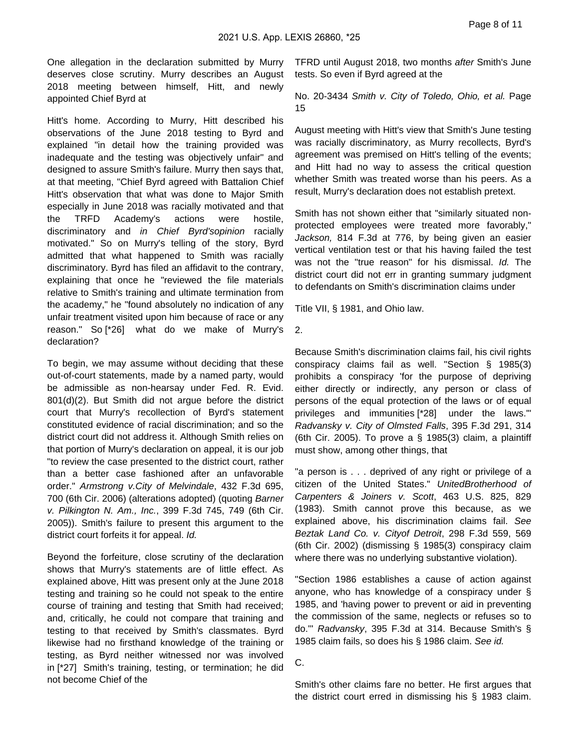One allegation in the declaration submitted by Murry deserves close scrutiny. Murry describes an August 2018 meeting between himself, Hitt, and newly appointed Chief Byrd at

Hitt's home. According to Murry, Hitt described his observations of the June 2018 testing to Byrd and explained "in detail how the training provided was inadequate and the testing was objectively unfair" and designed to assure Smith's failure. Murry then says that, at that meeting, "Chief Byrd agreed with Battalion Chief Hitt's observation that what was done to Major Smith especially in June 2018 was racially motivated and that the TRFD Academy's actions were hostile, discriminatory and *in Chief Byrd'sopinion* racially motivated." So on Murry's telling of the story, Byrd admitted that what happened to Smith was racially discriminatory. Byrd has filed an affidavit to the contrary, explaining that once he "reviewed the file materials relative to Smith's training and ultimate termination from the academy," he "found absolutely no indication of any unfair treatment visited upon him because of race or any reason." So [*26] what do we make of Murry's declaration?

To begin, we may assume without deciding that these out-of-court statements, made by a named party, would be admissible as non-hearsay under Fed. R. Evid. 801(d)(2). But Smith did not argue before the district court that Murry's recollection of Byrd's statement constituted evidence of racial discrimination; and so the district court did not address it. Although Smith relies on that portion of Murry's declaration on appeal, it is our job "to review the case presented to the district court, rather than a better case fashioned after an unfavorable order." *Armstrong v.City of Melvindale*, 432 F.3d 695, 700 (6th Cir. 2006) (alterations adopted) (quoting *Barner v. Pilkington N. Am., Inc.*, 399 F.3d 745, 749 (6th Cir. 2005)). Smith's failure to present this argument to the district court forfeits it for appeal. *Id.*

Beyond the forfeiture, close scrutiny of the declaration shows that Murry's statements are of little effect. As explained above, Hitt was present only at the June 2018 testing and training so he could not speak to the entire course of training and testing that Smith had received; and, critically, he could not compare that training and testing to that received by Smith's classmates. Byrd likewise had no firsthand knowledge of the training or testing, as Byrd neither witnessed nor was involved in [*27] Smith's training, testing, or termination; he did not become Chief of the

TFRD until August 2018, two months *after* Smith's June tests. So even if Byrd agreed at the

No. 20-3434 *Smith v. City of Toledo, Ohio, et al.* Page 15

August meeting with Hitt's view that Smith's June testing was racially discriminatory, as Murry recollects, Byrd's agreement was premised on Hitt's telling of the events; and Hitt had no way to assess the critical question whether Smith was treated worse than his peers. As a result, Murry's declaration does not establish pretext.

Smith has not shown either that "similarly situated non-protected employees were treated more favorably," *Jackson,* 814 F.3d at 776, by being given an easier vertical ventilation test or that his having failed the test was not the "true reason" for his dismissal. *Id.* The district court did not err in granting summary judgment to defendants on Smith's discrimination claims under

Title VII, § 1981, and Ohio law.

2.

Because Smith's discrimination claims fail, his civil rights conspiracy claims fail as well. "Section § 1985(3) prohibits a conspiracy 'for the purpose of depriving either directly or indirectly, any person or class of persons of the equal protection of the laws or of equal privileges and immunities [*28] under the laws.'" *Radvansky v. City of Olmsted Falls*, 395 F.3d 291, 314 (6th Cir. 2005). To prove a § 1985(3) claim, a plaintiff must show, among other things, that

"a person is . . . deprived of any right or privilege of a citizen of the United States." *UnitedBrotherhood of Carpenters & Joiners v. Scott*, 463 U.S. 825, 829 (1983). Smith cannot prove this because, as we explained above, his discrimination claims fail. *See Beztak Land Co. v. Cityof Detroit*, 298 F.3d 559, 569 (6th Cir. 2002) (dismissing § 1985(3) conspiracy claim where there was no underlying substantive violation).

"Section 1986 establishes a cause of action against anyone, who has knowledge of a conspiracy under § 1985, and 'having power to prevent or aid in preventing the commission of the same, neglects or refuses so to do.'" *Radvansky*, 395 F.3d at 314. Because Smith's § 1985 claim fails, so does his § 1986 claim. *See id.*

C.

Smith's other claims fare no better. He first argues that the district court erred in dismissing his § 1983 claim.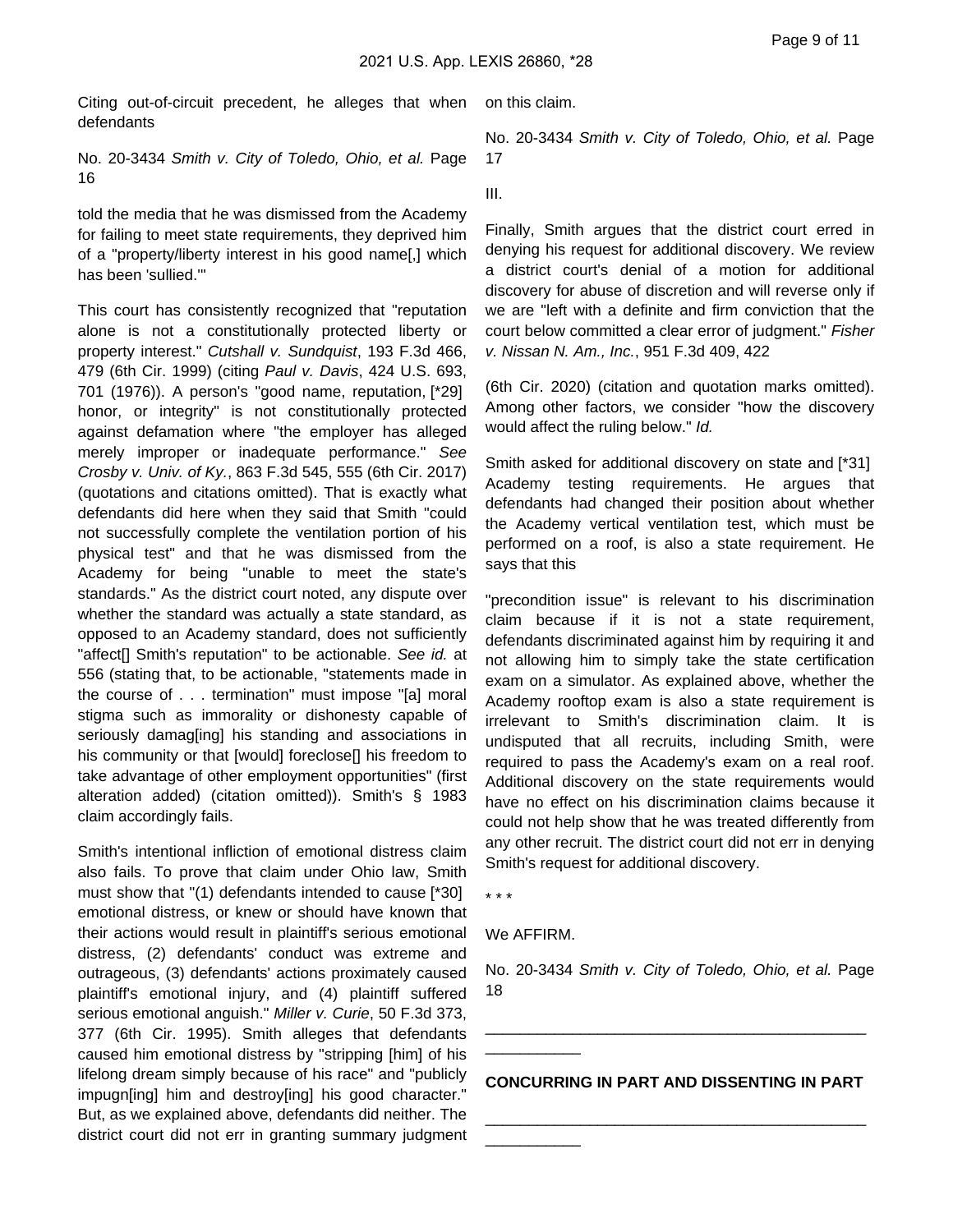Citing out-of-circuit precedent, he alleges that when defendants

No. 20-3434 *Smith v. City of Toledo, Ohio, et al.* Page 16

told the media that he was dismissed from the Academy for failing to meet state requirements, they deprived him of a "property/liberty interest in his good name[,] which has been 'sullied.'"

This court has consistently recognized that "reputation alone is not a constitutionally protected liberty or property interest." *Cutshall v. Sundquist*, 193 F.3d 466, 479 (6th Cir. 1999) (citing *Paul v. Davis*, 424 U.S. 693, 701 (1976)). A person's "good name, reputation, [*29] honor, or integrity" is not constitutionally protected against defamation where "the employer has alleged merely improper or inadequate performance." *See Crosby v. Univ. of Ky.*, 863 F.3d 545, 555 (6th Cir. 2017) (quotations and citations omitted). That is exactly what defendants did here when they said that Smith "could not successfully complete the ventilation portion of his physical test" and that he was dismissed from the Academy for being "unable to meet the state's standards." As the district court noted, any dispute over whether the standard was actually a state standard, as opposed to an Academy standard, does not sufficiently "affect[] Smith's reputation" to be actionable. *See id.* at 556 (stating that, to be actionable, "statements made in the course of . . . termination" must impose "[a] moral stigma such as immorality or dishonesty capable of seriously damag[ing] his standing and associations in his community or that [would] foreclose[] his freedom to take advantage of other employment opportunities" (first alteration added) (citation omitted)). Smith's § 1983 claim accordingly fails.

Smith's intentional infliction of emotional distress claim also fails. To prove that claim under Ohio law, Smith must show that "(1) defendants intended to cause [*30] emotional distress, or knew or should have known that their actions would result in plaintiff's serious emotional distress, (2) defendants' conduct was extreme and outrageous, (3) defendants' actions proximately caused plaintiff's emotional injury, and (4) plaintiff suffered serious emotional anguish." *Miller v. Curie*, 50 F.3d 373, 377 (6th Cir. 1995). Smith alleges that defendants caused him emotional distress by "stripping [him] of his lifelong dream simply because of his race" and "publicly impugn[ing] him and destroy[ing] his good character." But, as we explained above, defendants did neither. The district court did not err in granting summary judgment on this claim.

No. 20-3434 *Smith v. City of Toledo, Ohio, et al.* Page 17

III.

Finally, Smith argues that the district court erred in denying his request for additional discovery. We review a district court's denial of a motion for additional discovery for abuse of discretion and will reverse only if we are "left with a definite and firm conviction that the court below committed a clear error of judgment." *Fisher v. Nissan N. Am., Inc.*, 951 F.3d 409, 422

(6th Cir. 2020) (citation and quotation marks omitted). Among other factors, we consider "how the discovery would affect the ruling below." *Id.*

Smith asked for additional discovery on state and [*31] Academy testing requirements. He argues that defendants had changed their position about whether the Academy vertical ventilation test, which must be performed on a roof, is also a state requirement. He says that this

"precondition issue" is relevant to his discrimination claim because if it is not a state requirement, defendants discriminated against him by requiring it and not allowing him to simply take the state certification exam on a simulator. As explained above, whether the Academy rooftop exam is also a state requirement is irrelevant to Smith's discrimination claim. It is undisputed that all recruits, including Smith, were required to pass the Academy's exam on a real roof. Additional discovery on the state requirements would have no effect on his discrimination claims because it could not help show that he was treated differently from any other recruit. The district court did not err in denying Smith's request for additional discovery.

\* \* \*

We AFFIRM.

No. 20-3434 *Smith v. City of Toledo, Ohio, et al.* Page 18

---

**CONCURRING IN PART AND DISSENTING IN PART**

---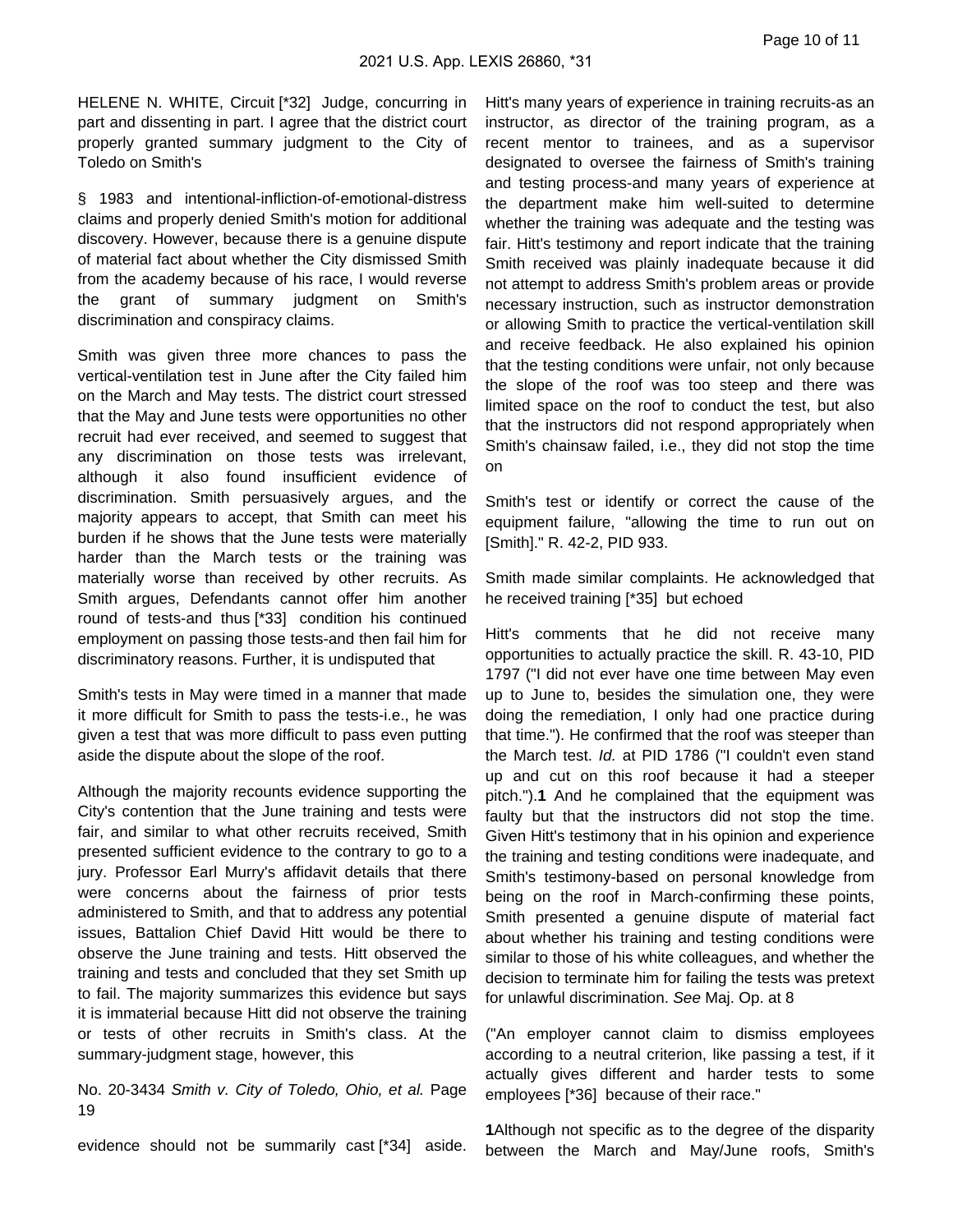HELENE N. WHITE, Circuit [*32] Judge, concurring in part and dissenting in part. I agree that the district court properly granted summary judgment to the City of Toledo on Smith's

§ 1983 and intentional-infliction-of-emotional-distress claims and properly denied Smith's motion for additional discovery. However, because there is a genuine dispute of material fact about whether the City dismissed Smith from the academy because of his race, I would reverse the grant of summary judgment on Smith's discrimination and conspiracy claims.

Smith was given three more chances to pass the vertical-ventilation test in June after the City failed him on the March and May tests. The district court stressed that the May and June tests were opportunities no other recruit had ever received, and seemed to suggest that any discrimination on those tests was irrelevant, although it also found insufficient evidence of discrimination. Smith persuasively argues, and the majority appears to accept, that Smith can meet his burden if he shows that the June tests were materially harder than the March tests or the training was materially worse than received by other recruits. As Smith argues, Defendants cannot offer him another round of tests-and thus [*33] condition his continued employment on passing those tests-and then fail him for discriminatory reasons. Further, it is undisputed that

Smith's tests in May were timed in a manner that made it more difficult for Smith to pass the tests-i.e., he was given a test that was more difficult to pass even putting aside the dispute about the slope of the roof.

Although the majority recounts evidence supporting the City's contention that the June training and tests were fair, and similar to what other recruits received, Smith presented sufficient evidence to the contrary to go to a jury. Professor Earl Murry's affidavit details that there were concerns about the fairness of prior tests administered to Smith, and that to address any potential issues, Battalion Chief David Hitt would be there to observe the June training and tests. Hitt observed the training and tests and concluded that they set Smith up to fail. The majority summarizes this evidence but says it is immaterial because Hitt did not observe the training or tests of other recruits in Smith's class. At the summary-judgment stage, however, this

No. 20-3434 *Smith v. City of Toledo, Ohio, et al.* Page 19

evidence should not be summarily cast [*34] aside. Hitt's many years of experience in training recruits-as an instructor, as director of the training program, as a recent mentor to trainees, and as a supervisor designated to oversee the fairness of Smith's training and testing process-and many years of experience at the department make him well-suited to determine whether the training was adequate and the testing was fair. Hitt's testimony and report indicate that the training Smith received was plainly inadequate because it did not attempt to address Smith's problem areas or provide necessary instruction, such as instructor demonstration or allowing Smith to practice the vertical-ventilation skill and receive feedback. He also explained his opinion that the testing conditions were unfair, not only because the slope of the roof was too steep and there was limited space on the roof to conduct the test, but also that the instructors did not respond appropriately when Smith's chainsaw failed, i.e., they did not stop the time on

Smith's test or identify or correct the cause of the equipment failure, "allowing the time to run out on [Smith]." R. 42-2, PID 933.

Smith made similar complaints. He acknowledged that he received training [*35] but echoed

Hitt's comments that he did not receive many opportunities to actually practice the skill. R. 43-10, PID 1797 ("I did not ever have one time between May even up to June to, besides the simulation one, they were doing the remediation, I only had one practice during that time."). He confirmed that the roof was steeper than the March test. *Id.* at PID 1786 ("I couldn't even stand up and cut on this roof because it had a steeper pitch.").**1** And he complained that the equipment was faulty but that the instructors did not stop the time. Given Hitt's testimony that in his opinion and experience the training and testing conditions were inadequate, and Smith's testimony-based on personal knowledge from being on the roof in March-confirming these points, Smith presented a genuine dispute of material fact about whether his training and testing conditions were similar to those of his white colleagues, and whether the decision to terminate him for failing the tests was pretext for unlawful discrimination. *See* Maj. Op. at 8

("An employer cannot claim to dismiss employees according to a neutral criterion, like passing a test, if it actually gives different and harder tests to some employees [*36] because of their race."

**1**Although not specific as to the degree of the disparity between the March and May/June roofs, Smith's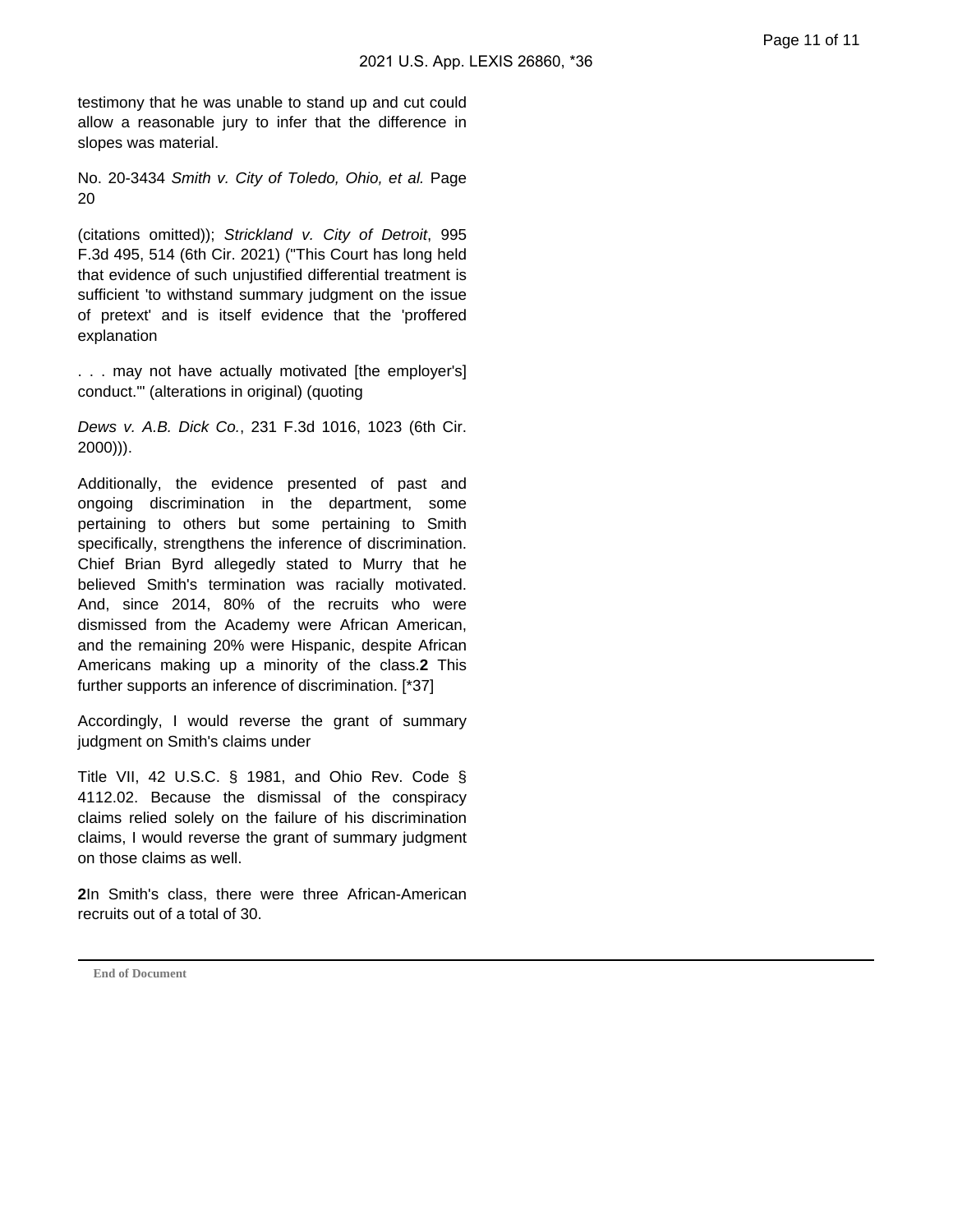testimony that he was unable to stand up and cut could allow a reasonable jury to infer that the difference in slopes was material.

No. 20-3434 *Smith v. City of Toledo, Ohio, et al.* Page 20

(citations omitted)); *Strickland v. City of Detroit*, 995 F.3d 495, 514 (6th Cir. 2021) ("This Court has long held that evidence of such unjustified differential treatment is sufficient 'to withstand summary judgment on the issue of pretext' and is itself evidence that the 'proffered explanation

. . . may not have actually motivated [the employer's] conduct.'" (alterations in original) (quoting

*Dews v. A.B. Dick Co.*, 231 F.3d 1016, 1023 (6th Cir. 2000))).

Additionally, the evidence presented of past and ongoing discrimination in the department, some pertaining to others but some pertaining to Smith specifically, strengthens the inference of discrimination. Chief Brian Byrd allegedly stated to Murry that he believed Smith's termination was racially motivated. And, since 2014, 80% of the recruits who were dismissed from the Academy were African American, and the remaining 20% were Hispanic, despite African Americans making up a minority of the class.**2** This further supports an inference of discrimination. [*37]

Accordingly, I would reverse the grant of summary judgment on Smith's claims under

Title VII, 42 U.S.C. § 1981, and Ohio Rev. Code § 4112.02. Because the dismissal of the conspiracy claims relied solely on the failure of his discrimination claims, I would reverse the grant of summary judgment on those claims as well.

**2**In Smith's class, there were three African-American recruits out of a total of 30.

**End of Document**